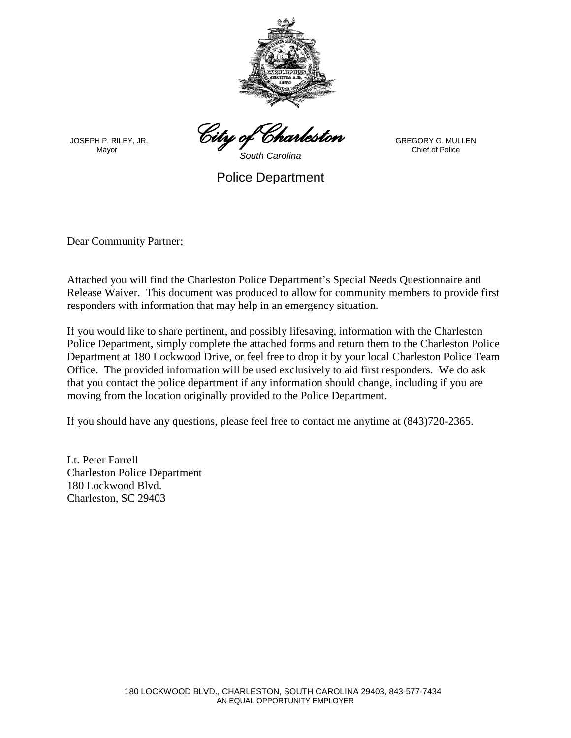JOSEPH P. RILEY, JR.
Mayor

*City of Charleston*
*South Carolina*

GREGORY G. MULLEN
Chief of Police

Police Department

Dear Community Partner;

Attached you will find the Charleston Police Department's Special Needs Questionnaire and Release Waiver. This document was produced to allow for community members to provide first responders with information that may help in an emergency situation.

If you would like to share pertinent, and possibly lifesaving, information with the Charleston Police Department, simply complete the attached forms and return them to the Charleston Police Department at 180 Lockwood Drive, or feel free to drop it by your local Charleston Police Team Office. The provided information will be used exclusively to aid first responders. We do ask that you contact the police department if any information should change, including if you are moving from the location originally provided to the Police Department.

If you should have any questions, please feel free to contact me anytime at (843)720-2365.

Lt. Peter Farrell
Charleston Police Department
180 Lockwood Blvd.
Charleston, SC 29403

180 LOCKWOOD BLVD., CHARLESTON, SOUTH CAROLINA 29403, 843-577-7434
AN EQUAL OPPORTUNITY EMPLOYER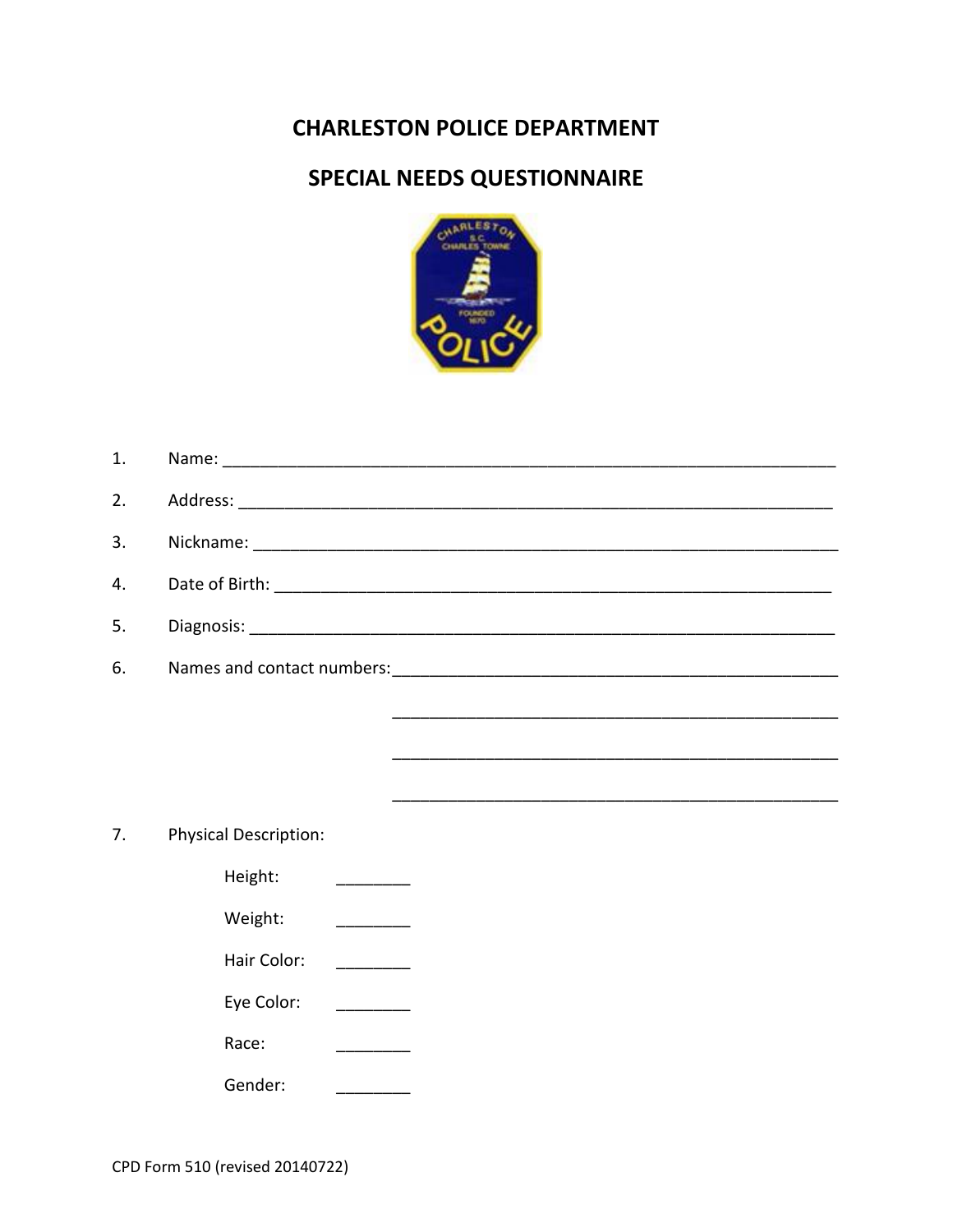# CHARLESTON POLICE DEPARTMENT

# SPECIAL NEEDS QUESTIONNAIRE

1. Name: ____________________________________________________________________

2. Address: __________________________________________________________________

3. Nickname: _________________________________________________________________

4. Date of Birth: _____________________________________________________________

5. Diagnosis: _________________________________________________________________

6. Names and contact numbers:_________________________________________________

   _________________________________________________

   _________________________________________________

   _________________________________________________

7. Physical Description:

   Height: ________

   Weight: ________

   Hair Color: ________

   Eye Color: ________

   Race: ________

   Gender: ________

CPD Form 510 (revised 20140722)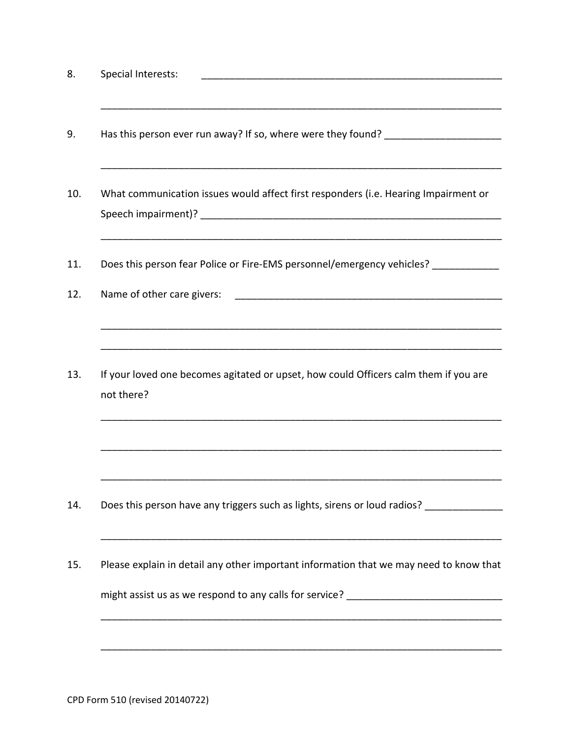8. Special Interests: ______________________________________________________

______________________________________________________________________

9. Has this person ever run away? If so, where were they found? ____________________

______________________________________________________________________

10. What communication issues would affect first responders (i.e. Hearing Impairment or Speech impairment)? ______________________________________________________

______________________________________________________________________

11. Does this person fear Police or Fire-EMS personnel/emergency vehicles? ___________

12. Name of other care givers: ______________________________________________

______________________________________________________________________

______________________________________________________________________

13. If your loved one becomes agitated or upset, how could Officers calm them if you are not there?

______________________________________________________________________

______________________________________________________________________

______________________________________________________________________

14. Does this person have any triggers such as lights, sirens or loud radios? _____________

______________________________________________________________________

15. Please explain in detail any other important information that we may need to know that might assist us as we respond to any calls for service? __________________________

______________________________________________________________________

______________________________________________________________________

CPD Form 510 (revised 20140722)